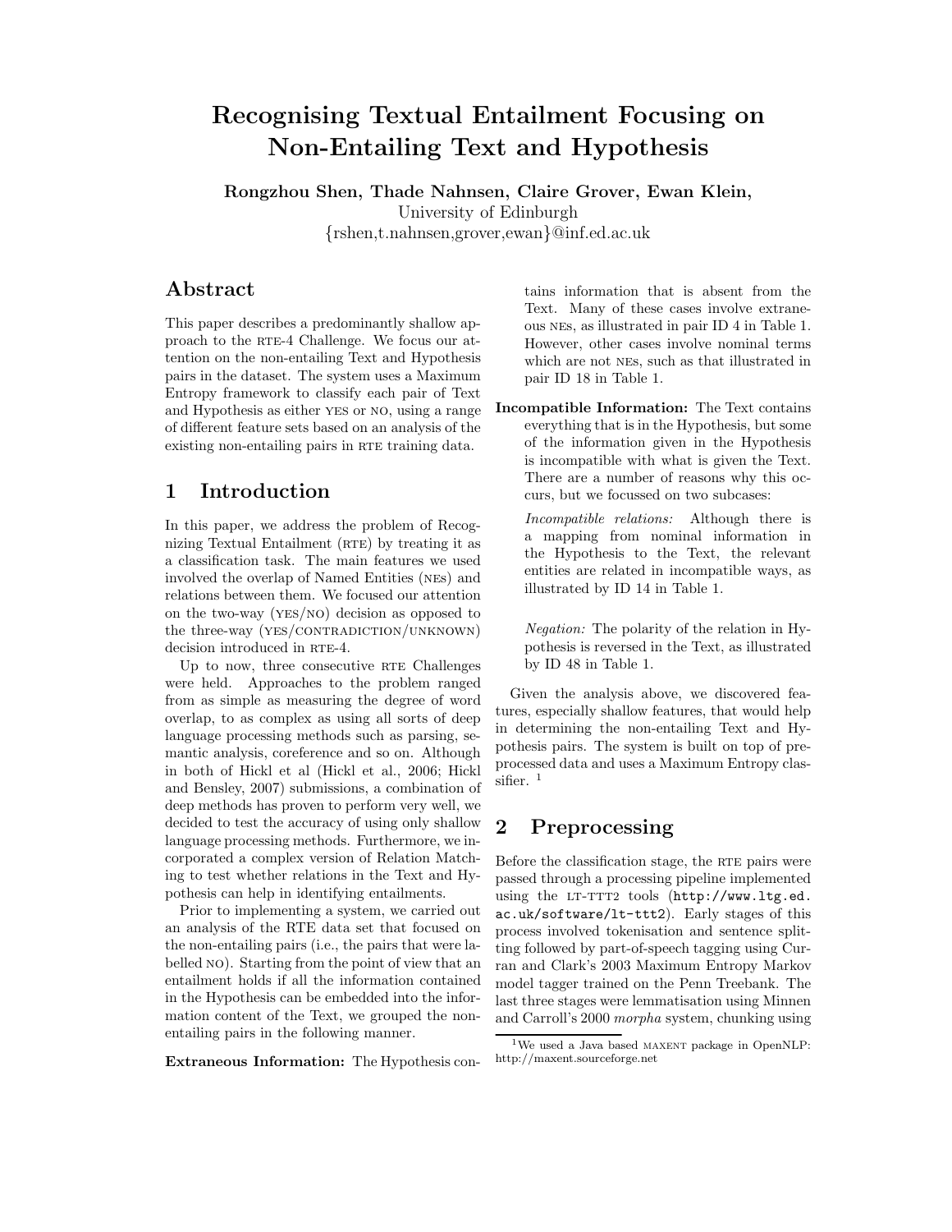# Recognising Textual Entailment Focusing on Non-Entailing Text and Hypothesis

**Rongzhou Shen, Thade Nahnsen, Claire Grover, Ewan Klein,**
University of Edinburgh
{rshen,t.nahnsen,grover,ewan}@inf.ed.ac.uk

## Abstract

This paper describes a predominantly shallow approach to the RTE-4 Challenge. We focus our attention on the non-entailing Text and Hypothesis pairs in the dataset. The system uses a Maximum Entropy framework to classify each pair of Text and Hypothesis as either YES or NO, using a range of different feature sets based on an analysis of the existing non-entailing pairs in RTE training data.

## 1 Introduction

In this paper, we address the problem of Recognizing Textual Entailment (RTE) by treating it as a classification task. The main features we used involved the overlap of Named Entities (NEs) and relations between them. We focused our attention on the two-way (YES/NO) decision as opposed to the three-way (YES/CONTRADICTION/UNKNOWN) decision introduced in RTE-4.

Up to now, three consecutive RTE Challenges were held. Approaches to the problem ranged from as simple as measuring the degree of word overlap, to as complex as using all sorts of deep language processing methods such as parsing, semantic analysis, coreference and so on. Although in both of Hickl et al (Hickl et al., 2006; Hickl and Bensley, 2007) submissions, a combination of deep methods has proven to perform very well, we decided to test the accuracy of using only shallow language processing methods. Furthermore, we incorporated a complex version of Relation Matching to test whether relations in the Text and Hypothesis can help in identifying entailments.

Prior to implementing a system, we carried out an analysis of the RTE data set that focused on the non-entailing pairs (i.e., the pairs that were labelled NO). Starting from the point of view that an entailment holds if all the information contained in the Hypothesis can be embedded into the information content of the Text, we grouped the non-entailing pairs in the following manner.

**Extraneous Information:** The Hypothesis contains information that is absent from the Text. Many of these cases involve extraneous NEs, as illustrated in pair ID 4 in Table 1. However, other cases involve nominal terms which are not NEs, such as that illustrated in pair ID 18 in Table 1.

**Incompatible Information:** The Text contains everything that is in the Hypothesis, but some of the information given in the Hypothesis is incompatible with what is given the Text. There are a number of reasons why this occurs, but we focussed on two subcases:

*Incompatible relations:* Although there is a mapping from nominal information in the Hypothesis to the Text, the relevant entities are related in incompatible ways, as illustrated by ID 14 in Table 1.

*Negation:* The polarity of the relation in Hypothesis is reversed in the Text, as illustrated by ID 48 in Table 1.

Given the analysis above, we discovered features, especially shallow features, that would help in determining the non-entailing Text and Hypothesis pairs. The system is built on top of preprocessed data and uses a Maximum Entropy classifier. [1]

## 2 Preprocessing

Before the classification stage, the RTE pairs were passed through a processing pipeline implemented using the LT-TTT2 tools (http://www.ltg.ed.ac.uk/software/lt-ttt2). Early stages of this process involved tokenisation and sentence splitting followed by part-of-speech tagging using Curran and Clark's 2003 Maximum Entropy Markov model tagger trained on the Penn Treebank. The last three stages were lemmatisation using Minnen and Carroll's 2000 *morpha* system, chunking using

[1] We used a Java based MAXENT package in OpenNLP: http://maxent.sourceforge.net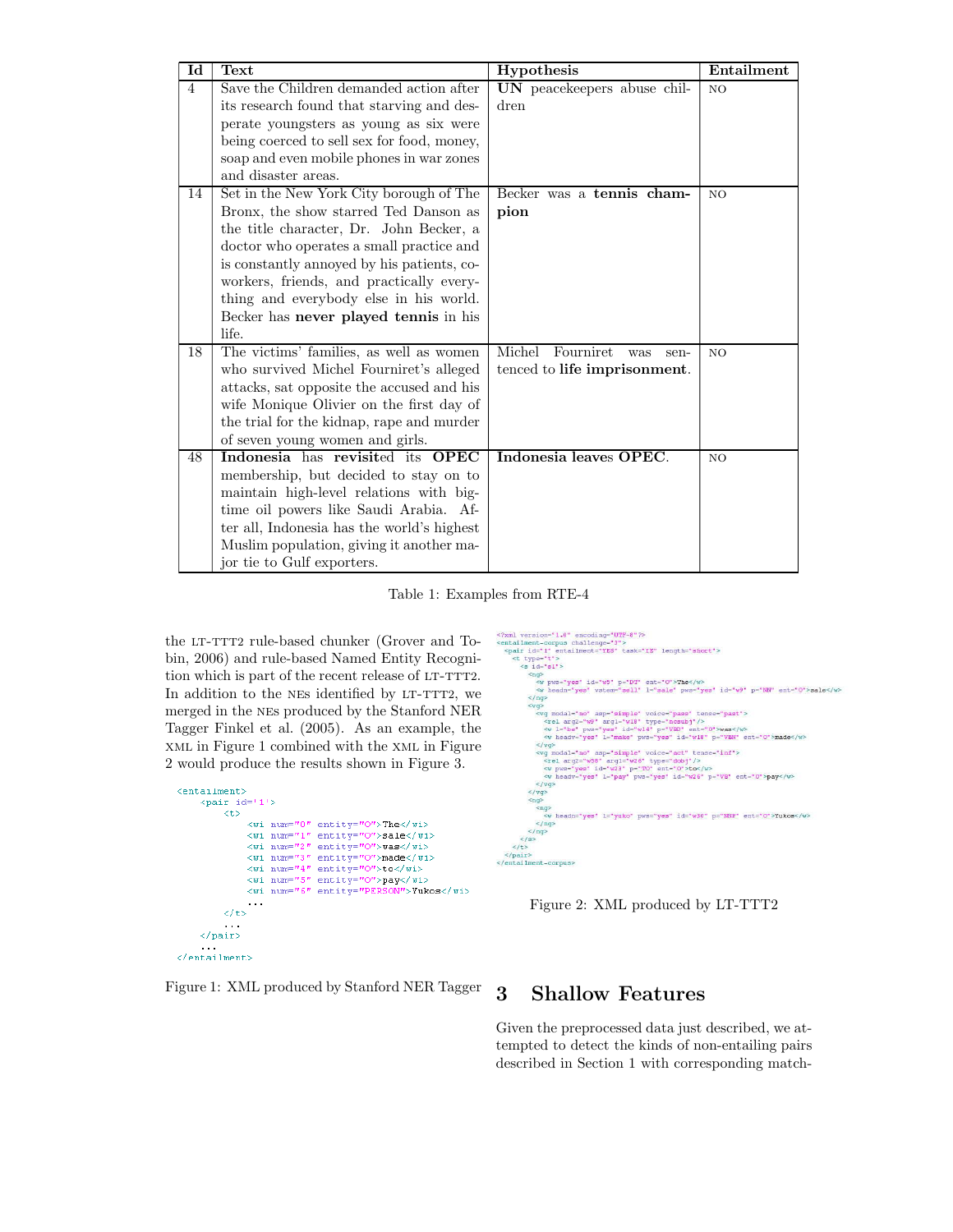| Id | Text | Hypothesis | Entailment |
|---|---|---|---|
| 4 | Save the Children demanded action after its research found that starving and desperate youngsters as young as six were being coerced to sell sex for food, money, soap and even mobile phones in war zones and disaster areas. | **UN** peacekeepers abuse children | NO |
| 14 | Set in the New York City borough of The Bronx, the show starred Ted Danson as the title character, Dr. John Becker, a doctor who operates a small practice and is constantly annoyed by his patients, co-workers, friends, and practically everything and everybody else in his world. Becker has **never played tennis** in his life. | Becker was a **tennis champion** | NO |
| 18 | The victims' families, as well as women who survived Michel Fourniret's alleged attacks, sat opposite the accused and his wife Monique Olivier on the first day of the trial for the kidnap, rape and murder of seven young women and girls. | Michel Fourniret was sentenced to **life imprisonment**. | NO |
| 48 | **Indonesia** has **revisit**ed its **OPEC** membership, but decided to stay on to maintain high-level relations with big-time oil powers like Saudi Arabia. After all, Indonesia has the world's highest Muslim population, giving it another major tie to Gulf exporters. | **Indonesia leaves OPEC**. | NO |

Table 1: Examples from RTE-4

the LT-TTT2 rule-based chunker (Grover and Tobin, 2006) and rule-based Named Entity Recognition which is part of the recent release of LT-TTT2. In addition to the NEs identified by LT-TTT2, we merged in the NEs produced by the Stanford NER Tagger Finkel et al. (2005). As an example, the XML in Figure 1 combined with the XML in Figure 2 would produce the results shown in Figure 3.

```
<entailment>
    <pair id='1'>
        <t>
            <wi num="0" entity="O">The</wi>
            <wi num="1" entity="O">sale</wi>
            <wi num="2" entity="O">was</wi>
            <wi num="3" entity="O">made</wi>
            <wi num="4" entity="O">to</wi>
            <wi num="5" entity="O">pay</wi>
            <wi num="6" entity="PERSON">Yukos</wi>
            ...
        </t>
        ...
    </pair>
    ...
</entailment>
```

Figure 1: XML produced by Stanford NER Tagger

```
<?xml version="1.0" encoding="UTF-8"?>
<entailment-corpus challenge="3">
  <pair id="1" entailment="YES" task="IE" length="short">
    <t type="t">
      <s id="s1">
        <ng>
          <w pws="yes" id="w5" p="DT" ent="O">The</w>
          <w headn="yes" vstem="sell" l="sale" pws="yes" id="w9" p="NN" ent="O">sale</w>
        </ng>
        <vg>
          <vg modal="no" asp="simple" voice="pass" tense="past">
            <rel arg2="w9" arg1="w18" type="ncsubj"/>
            <w l="be" pws="yes" id="w14" p="VBD" ent="O">was</w>
            <w headv="yes" l="make" pws="yes" id="w18" p="VBN" ent="O">made</w>
          </vg>
          <vg modal="no" asp="simple" voice="act" tense="inf">
            <rel arg2="w30" arg1="w26" type="dobj"/>
            <w pws="yes" id="w23" p="TO" ent="O">to</w>
            <w headv="yes" l="pay" pws="yes" id="w26" p="VB" ent="O">pay</w>
          </vg>
        </vg>
        <ng>
          <ng>
            <w headn="yes" l="yuko" pws="yes" id="w30" p="NNP" ent="O">Yukos</w>
          </ng>
        </ng>
      </s>
    </t>
  </pair>
</entailment-corpus>
```

Figure 2: XML produced by LT-TTT2

## 3 Shallow Features

Given the preprocessed data just described, we attempted to detect the kinds of non-entailing pairs described in Section 1 with corresponding match-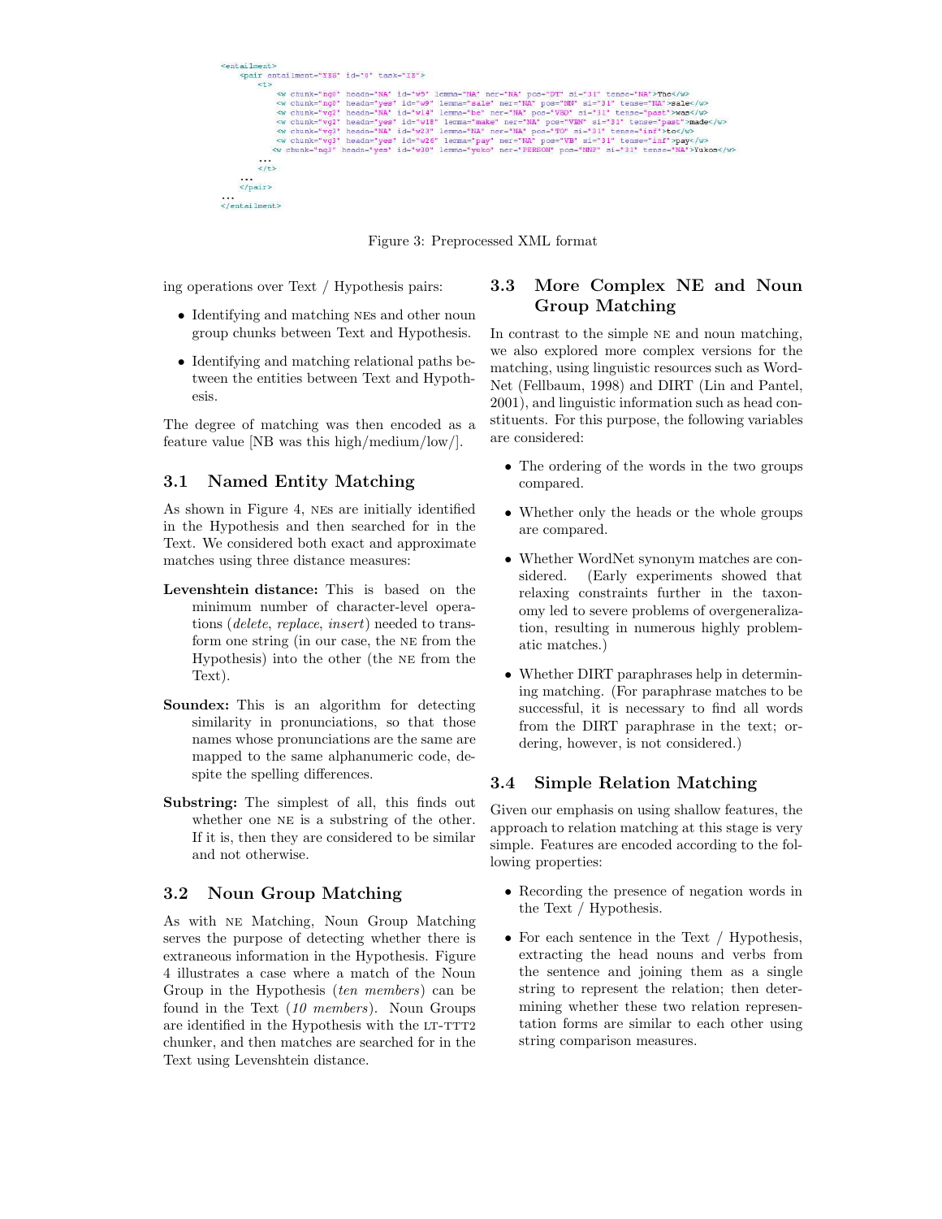```
<entailment>
    <pair entailment="YES" id="8" task="IE">
        <t>
            <w chunk="ng0" headn="NA" id="w5" lemma="NA" ner="NA" pos="DT" si="31" tense="NA">The</w>
            <w chunk="ng0" headn="yes" id="w9" lemma="sale" ner="NA" pos="NN" si="31" tense="NA">sale</w>
            <w chunk="vg2" headn="NA" id="w14" lemma="be" ner="NA" pos="VBD" si="31" tense="past">was</w>
            <w chunk="vg2" headn="yes" id="w18" lemma="make" ner="NA" pos="VBN" si="31" tense="past">made</w>
            <w chunk="vg3" headn="NA" id="w23" lemma="NA" ner="NA" pos="TO" si="31" tense="inf">to</w>
            <w chunk="vg3" headn="yes" id="w26" lemma="pay" ner="NA" pos="VB" si="31" tense="inf">pay</w>
           <w chunk="ng3" headn="yes" id="w30" lemma="yuko" ner="PERSON" pos="NNP" si="31" tense="NA">Yukos</w>
        ...
        </t>
    ...
    </pair>
...
</entailment>
```

Figure 3: Preprocessed XML format

ing operations over Text / Hypothesis pairs:

- Identifying and matching NEs and other noun group chunks between Text and Hypothesis.
- Identifying and matching relational paths between the entities between Text and Hypothesis.

The degree of matching was then encoded as a feature value [NB was this high/medium/low/].

### 3.1 Named Entity Matching

As shown in Figure 4, NEs are initially identified in the Hypothesis and then searched for in the Text. We considered both exact and approximate matches using three distance measures:

**Levenshtein distance:** This is based on the minimum number of character-level operations (*delete*, *replace*, *insert*) needed to transform one string (in our case, the NE from the Hypothesis) into the other (the NE from the Text).

**Soundex:** This is an algorithm for detecting similarity in pronunciations, so that those names whose pronunciations are the same are mapped to the same alphanumeric code, despite the spelling differences.

**Substring:** The simplest of all, this finds out whether one NE is a substring of the other. If it is, then they are considered to be similar and not otherwise.

### 3.2 Noun Group Matching

As with NE Matching, Noun Group Matching serves the purpose of detecting whether there is extraneous information in the Hypothesis. Figure 4 illustrates a case where a match of the Noun Group in the Hypothesis (*ten members*) can be found in the Text (*10 members*). Noun Groups are identified in the Hypothesis with the LT-TTT2 chunker, and then matches are searched for in the Text using Levenshtein distance.

### 3.3 More Complex NE and Noun Group Matching

In contrast to the simple NE and noun matching, we also explored more complex versions for the matching, using linguistic resources such as WordNet (Fellbaum, 1998) and DIRT (Lin and Pantel, 2001), and linguistic information such as head constituents. For this purpose, the following variables are considered:

- The ordering of the words in the two groups compared.
- Whether only the heads or the whole groups are compared.
- Whether WordNet synonym matches are considered. (Early experiments showed that relaxing constraints further in the taxonomy led to severe problems of overgeneralization, resulting in numerous highly problematic matches.)
- Whether DIRT paraphrases help in determining matching. (For paraphrase matches to be successful, it is necessary to find all words from the DIRT paraphrase in the text; ordering, however, is not considered.)

### 3.4 Simple Relation Matching

Given our emphasis on using shallow features, the approach to relation matching at this stage is very simple. Features are encoded according to the following properties:

- Recording the presence of negation words in the Text / Hypothesis.
- For each sentence in the Text / Hypothesis, extracting the head nouns and verbs from the sentence and joining them as a single string to represent the relation; then determining whether these two relation representation forms are similar to each other using string comparison measures.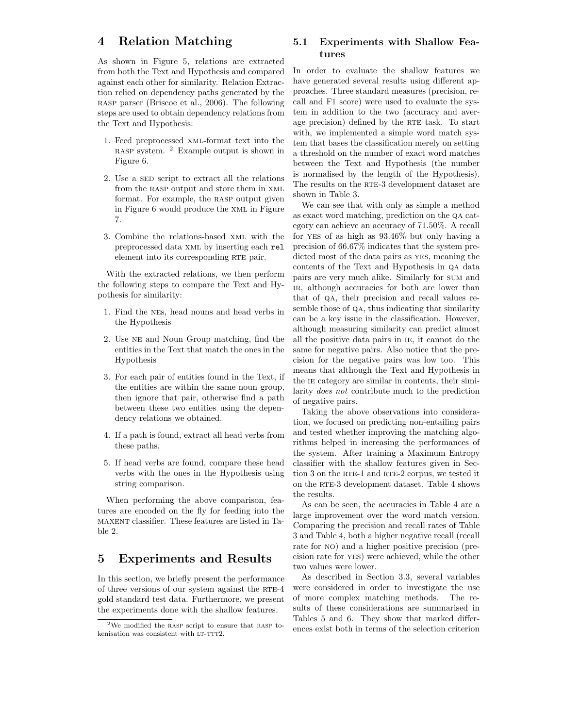## 4 Relation Matching

As shown in Figure 5, relations are extracted from both the Text and Hypothesis and compared against each other for similarity. Relation Extraction relied on dependency paths generated by the RASP parser (Briscoe et al., 2006). The following steps are used to obtain dependency relations from the Text and Hypothesis:

1. Feed preprocessed XML-format text into the RASP system. [2] Example output is shown in Figure 6.
2. Use a SED script to extract all the relations from the RASP output and store them in XML format. For example, the RASP output given in Figure 6 would produce the XML in Figure 7.
3. Combine the relations-based XML with the preprocessed data XML by inserting each `rel` element into its corresponding RTE pair.

With the extracted relations, we then perform the following steps to compare the Text and Hypothesis for similarity:

1. Find the NEs, head nouns and head verbs in the Hypothesis
2. Use NE and Noun Group matching, find the entities in the Text that match the ones in the Hypothesis
3. For each pair of entities found in the Text, if the entities are within the same noun group, then ignore that pair, otherwise find a path between these two entities using the dependency relations we obtained.
4. If a path is found, extract all head verbs from these paths.
5. If head verbs are found, compare these head verbs with the ones in the Hypothesis using string comparison.

When performing the above comparison, features are encoded on the fly for feeding into the MAXENT classifier. These features are listed in Table 2.

## 5 Experiments and Results

In this section, we briefly present the performance of three versions of our system against the RTE-4 gold standard test data. Furthermore, we present the experiments done with the shallow features.

[2] We modified the RASP script to ensure that RASP tokenisation was consistent with LT-TTT2.

### 5.1 Experiments with Shallow Features

In order to evaluate the shallow features we have generated several results using different approaches. Three standard measures (precision, recall and F1 score) were used to evaluate the system in addition to the two (accuracy and average precision) defined by the RTE task. To start with, we implemented a simple word match system that bases the classification merely on setting a threshold on the number of exact word matches between the Text and Hypothesis (the number is normalised by the length of the Hypothesis). The results on the RTE-3 development dataset are shown in Table 3.

We can see that with only as simple a method as exact word matching, prediction on the QA category can achieve an accuracy of 71.50%. A recall for YES of as high as 93.46% but only having a precision of 66.67% indicates that the system predicted most of the data pairs as YES, meaning the contents of the Text and Hypothesis in QA data pairs are very much alike. Similarly for SUM and IR, although accuracies for both are lower than that of QA, their precision and recall values resemble those of QA, thus indicating that similarity can be a key issue in the classification. However, although measuring similarity can predict almost all the positive data pairs in IE, it cannot do the same for negative pairs. Also notice that the precision for the negative pairs was low too. This means that although the Text and Hypothesis in the IE category are similar in contents, their similarity *does not* contribute much to the prediction of negative pairs.

Taking the above observations into consideration, we focused on predicting non-entailing pairs and tested whether improving the matching algorithms helped in increasing the performances of the system. After training a Maximum Entropy classifier with the shallow features given in Section 3 on the RTE-1 and RTE-2 corpus, we tested it on the RTE-3 development dataset. Table 4 shows the results.

As can be seen, the accuracies in Table 4 are a large improvement over the word match version. Comparing the precision and recall rates of Table 3 and Table 4, both a higher negative recall (recall rate for NO) and a higher positive precision (precision rate for YES) were achieved, while the other two values were lower.

As described in Section 3.3, several variables were considered in order to investigate the use of more complex matching methods. The results of these considerations are summarised in Tables 5 and 6. They show that marked differences exist both in terms of the selection criterion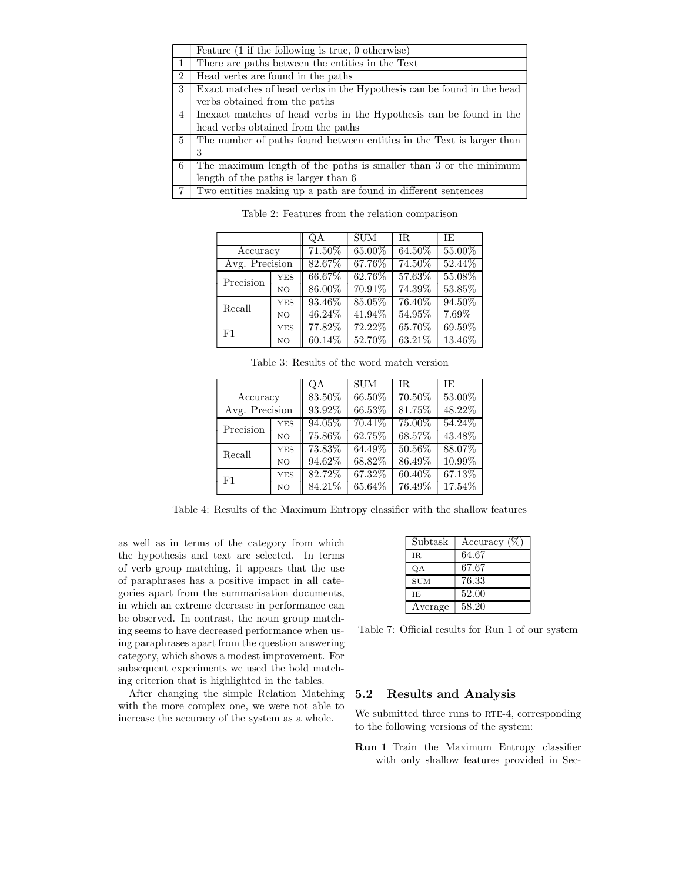| | Feature (1 if the following is true, 0 otherwise) |
|---|---|
| 1 | There are paths between the entities in the Text |
| 2 | Head verbs are found in the paths |
| 3 | Exact matches of head verbs in the Hypothesis can be found in the head verbs obtained from the paths |
| 4 | Inexact matches of head verbs in the Hypothesis can be found in the head verbs obtained from the paths |
| 5 | The number of paths found between entities in the Text is larger than 3 |
| 6 | The maximum length of the paths is smaller than 3 or the minimum length of the paths is larger than 6 |
| 7 | Two entities making up a path are found in different sentences |

Table 2: Features from the relation comparison

| | | QA | SUM | IR | IE |
|---|---|---|---|---|---|
| Accuracy | | 71.50% | 65.00% | 64.50% | 55.00% |
| Avg. Precision | | 82.67% | 67.76% | 74.50% | 52.44% |
| Precision | YES | 66.67% | 62.76% | 57.63% | 55.08% |
| | NO | 86.00% | 70.91% | 74.39% | 53.85% |
| Recall | YES | 93.46% | 85.05% | 76.40% | 94.50% |
| | NO | 46.24% | 41.94% | 54.95% | 7.69% |
| F1 | YES | 77.82% | 72.22% | 65.70% | 69.59% |
| | NO | 60.14% | 52.70% | 63.21% | 13.46% |

Table 3: Results of the word match version

| | | QA | SUM | IR | IE |
|---|---|---|---|---|---|
| Accuracy | | 83.50% | 66.50% | 70.50% | 53.00% |
| Avg. Precision | | 93.92% | 66.53% | 81.75% | 48.22% |
| Precision | YES | 94.05% | 70.41% | 75.00% | 54.24% |
| | NO | 75.86% | 62.75% | 68.57% | 43.48% |
| Recall | YES | 73.83% | 64.49% | 50.56% | 88.07% |
| | NO | 94.62% | 68.82% | 86.49% | 10.99% |
| F1 | YES | 82.72% | 67.32% | 60.40% | 67.13% |
| | NO | 84.21% | 65.64% | 76.49% | 17.54% |

Table 4: Results of the Maximum Entropy classifier with the shallow features

as well as in terms of the category from which the hypothesis and text are selected. In terms of verb group matching, it appears that the use of paraphrases has a positive impact in all categories apart from the summarisation documents, in which an extreme decrease in performance can be observed. In contrast, the noun group matching seems to have decreased performance when using paraphrases apart from the question answering category, which shows a modest improvement. For subsequent experiments we used the bold matching criterion that is highlighted in the tables.

After changing the simple Relation Matching with the more complex one, we were not able to increase the accuracy of the system as a whole.

| Subtask | Accuracy (%) |
|---|---|
| IR | 64.67 |
| QA | 67.67 |
| SUM | 76.33 |
| IE | 52.00 |
| Average | 58.20 |

Table 7: Official results for Run 1 of our system

## 5.2 Results and Analysis

We submitted three runs to RTE-4, corresponding to the following versions of the system:

**Run 1** Train the Maximum Entropy classifier with only shallow features provided in Sec-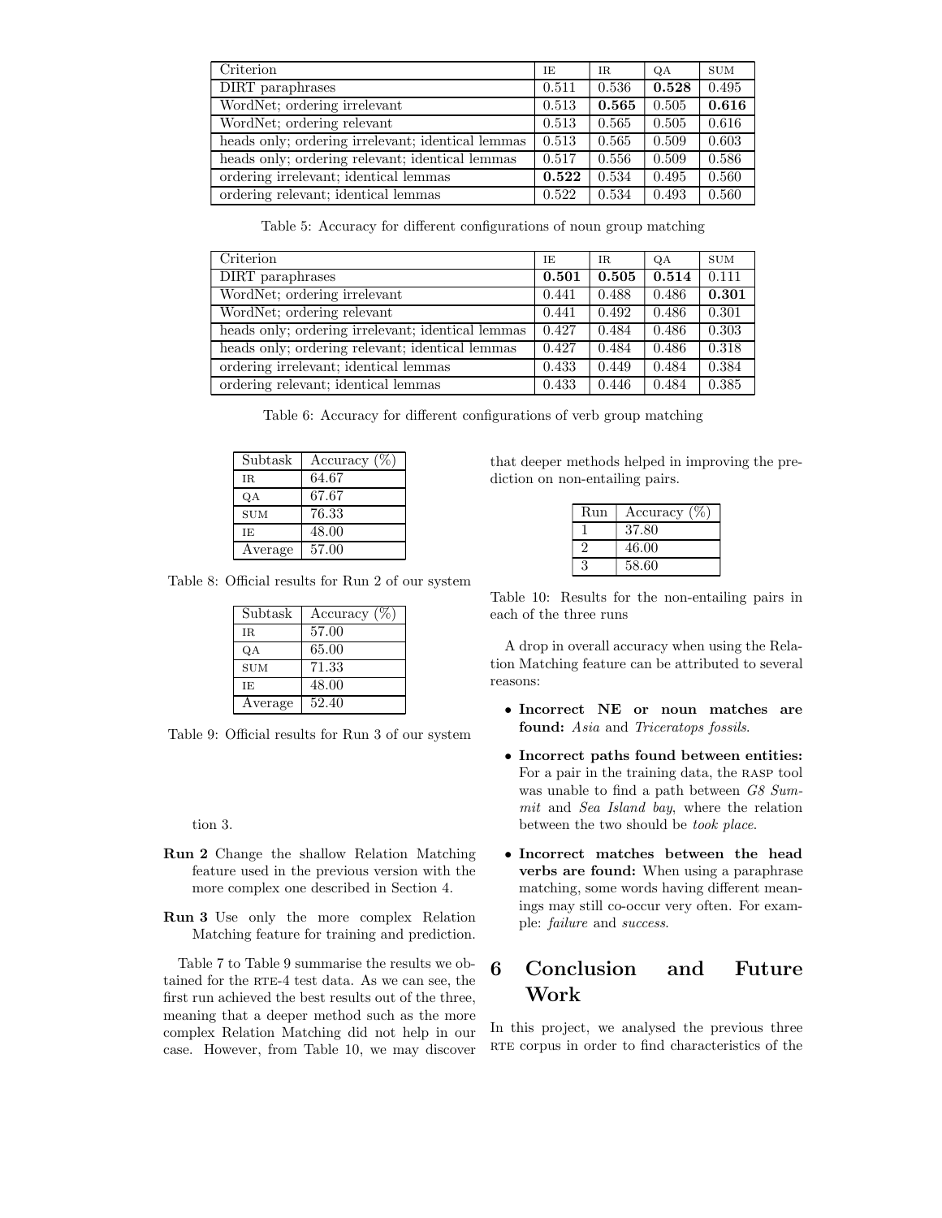| Criterion | IE | IR | QA | SUM |
|---|---|---|---|---|
| DIRT paraphrases | 0.511 | 0.536 | **0.528** | 0.495 |
| WordNet; ordering irrelevant | 0.513 | **0.565** | 0.505 | **0.616** |
| WordNet; ordering relevant | 0.513 | 0.565 | 0.505 | 0.616 |
| heads only; ordering irrelevant; identical lemmas | 0.513 | 0.565 | 0.509 | 0.603 |
| heads only; ordering relevant; identical lemmas | 0.517 | 0.556 | 0.509 | 0.586 |
| ordering irrelevant; identical lemmas | **0.522** | 0.534 | 0.495 | 0.560 |
| ordering relevant; identical lemmas | 0.522 | 0.534 | 0.493 | 0.560 |

Table 5: Accuracy for different configurations of noun group matching

| Criterion | IE | IR | QA | SUM |
|---|---|---|---|---|
| DIRT paraphrases | **0.501** | **0.505** | **0.514** | 0.111 |
| WordNet; ordering irrelevant | 0.441 | 0.488 | 0.486 | **0.301** |
| WordNet; ordering relevant | 0.441 | 0.492 | 0.486 | 0.301 |
| heads only; ordering irrelevant; identical lemmas | 0.427 | 0.484 | 0.486 | 0.303 |
| heads only; ordering relevant; identical lemmas | 0.427 | 0.484 | 0.486 | 0.318 |
| ordering irrelevant; identical lemmas | 0.433 | 0.449 | 0.484 | 0.384 |
| ordering relevant; identical lemmas | 0.433 | 0.446 | 0.484 | 0.385 |

Table 6: Accuracy for different configurations of verb group matching

| Subtask | Accuracy (%) |
|---|---|
| IR | 64.67 |
| QA | 67.67 |
| SUM | 76.33 |
| IE | 48.00 |
| Average | 57.00 |

Table 8: Official results for Run 2 of our system

| Subtask | Accuracy (%) |
|---|---|
| IR | 57.00 |
| QA | 65.00 |
| SUM | 71.33 |
| IE | 48.00 |
| Average | 52.40 |

Table 9: Official results for Run 3 of our system

tion 3.

**Run 2** Change the shallow Relation Matching feature used in the previous version with the more complex one described in Section 4.

**Run 3** Use only the more complex Relation Matching feature for training and prediction.

Table 7 to Table 9 summarise the results we obtained for the RTE-4 test data. As we can see, the first run achieved the best results out of the three, meaning that a deeper method such as the more complex Relation Matching did not help in our case. However, from Table 10, we may discover that deeper methods helped in improving the prediction on non-entailing pairs.

| Run | Accuracy (%) |
|---|---|
| 1 | 37.80 |
| 2 | 46.00 |
| 3 | 58.60 |

Table 10: Results for the non-entailing pairs in each of the three runs

A drop in overall accuracy when using the Relation Matching feature can be attributed to several reasons:

- **Incorrect NE or noun matches are found:** *Asia* and *Triceratops fossils*.
- **Incorrect paths found between entities:** For a pair in the training data, the RASP tool was unable to find a path between *G8 Summit* and *Sea Island bay*, where the relation between the two should be *took place*.
- **Incorrect matches between the head verbs are found:** When using a paraphrase matching, some words having different meanings may still co-occur very often. For example: *failure* and *success*.

# 6 Conclusion and Future Work

In this project, we analysed the previous three RTE corpus in order to find characteristics of the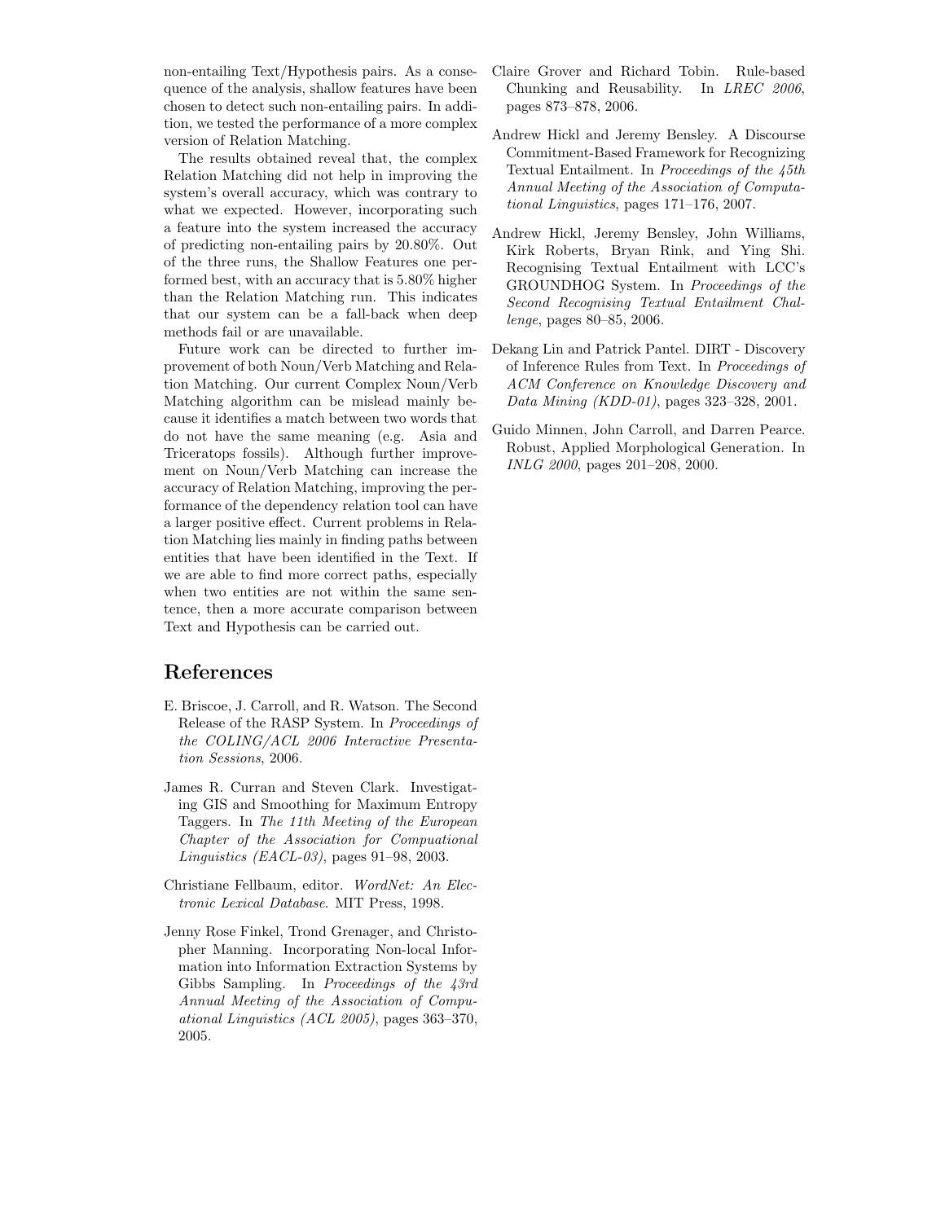non-entailing Text/Hypothesis pairs. As a consequence of the analysis, shallow features have been chosen to detect such non-entailing pairs. In addition, we tested the performance of a more complex version of Relation Matching.

The results obtained reveal that, the complex Relation Matching did not help in improving the system's overall accuracy, which was contrary to what we expected. However, incorporating such a feature into the system increased the accuracy of predicting non-entailing pairs by 20.80%. Out of the three runs, the Shallow Features one performed best, with an accuracy that is 5.80% higher than the Relation Matching run. This indicates that our system can be a fall-back when deep methods fail or are unavailable.

Future work can be directed to further improvement of both Noun/Verb Matching and Relation Matching. Our current Complex Noun/Verb Matching algorithm can be mislead mainly because it identifies a match between two words that do not have the same meaning (e.g. Asia and Triceratops fossils). Although further improvement on Noun/Verb Matching can increase the accuracy of Relation Matching, improving the performance of the dependency relation tool can have a larger positive effect. Current problems in Relation Matching lies mainly in finding paths between entities that have been identified in the Text. If we are able to find more correct paths, especially when two entities are not within the same sentence, then a more accurate comparison between Text and Hypothesis can be carried out.

## References

E. Briscoe, J. Carroll, and R. Watson. The Second Release of the RASP System. In *Proceedings of the COLING/ACL 2006 Interactive Presentation Sessions*, 2006.

James R. Curran and Steven Clark. Investigating GIS and Smoothing for Maximum Entropy Taggers. In *The 11th Meeting of the European Chapter of the Association for Compuational Linguistics (EACL-03)*, pages 91–98, 2003.

Christiane Fellbaum, editor. *WordNet: An Electronic Lexical Database*. MIT Press, 1998.

Jenny Rose Finkel, Trond Grenager, and Christopher Manning. Incorporating Non-local Information into Information Extraction Systems by Gibbs Sampling. In *Proceedings of the 43rd Annual Meeting of the Association of Compuational Linguistics (ACL 2005)*, pages 363–370, 2005.

Claire Grover and Richard Tobin. Rule-based Chunking and Reusability. In *LREC 2006*, pages 873–878, 2006.

Andrew Hickl and Jeremy Bensley. A Discourse Commitment-Based Framework for Recognizing Textual Entailment. In *Proceedings of the 45th Annual Meeting of the Association of Computational Linguistics*, pages 171–176, 2007.

Andrew Hickl, Jeremy Bensley, John Williams, Kirk Roberts, Bryan Rink, and Ying Shi. Recognising Textual Entailment with LCC's GROUNDHOG System. In *Proceedings of the Second Recognising Textual Entailment Challenge*, pages 80–85, 2006.

Dekang Lin and Patrick Pantel. DIRT - Discovery of Inference Rules from Text. In *Proceedings of ACM Conference on Knowledge Discovery and Data Mining (KDD-01)*, pages 323–328, 2001.

Guido Minnen, John Carroll, and Darren Pearce. Robust, Applied Morphological Generation. In *INLG 2000*, pages 201–208, 2000.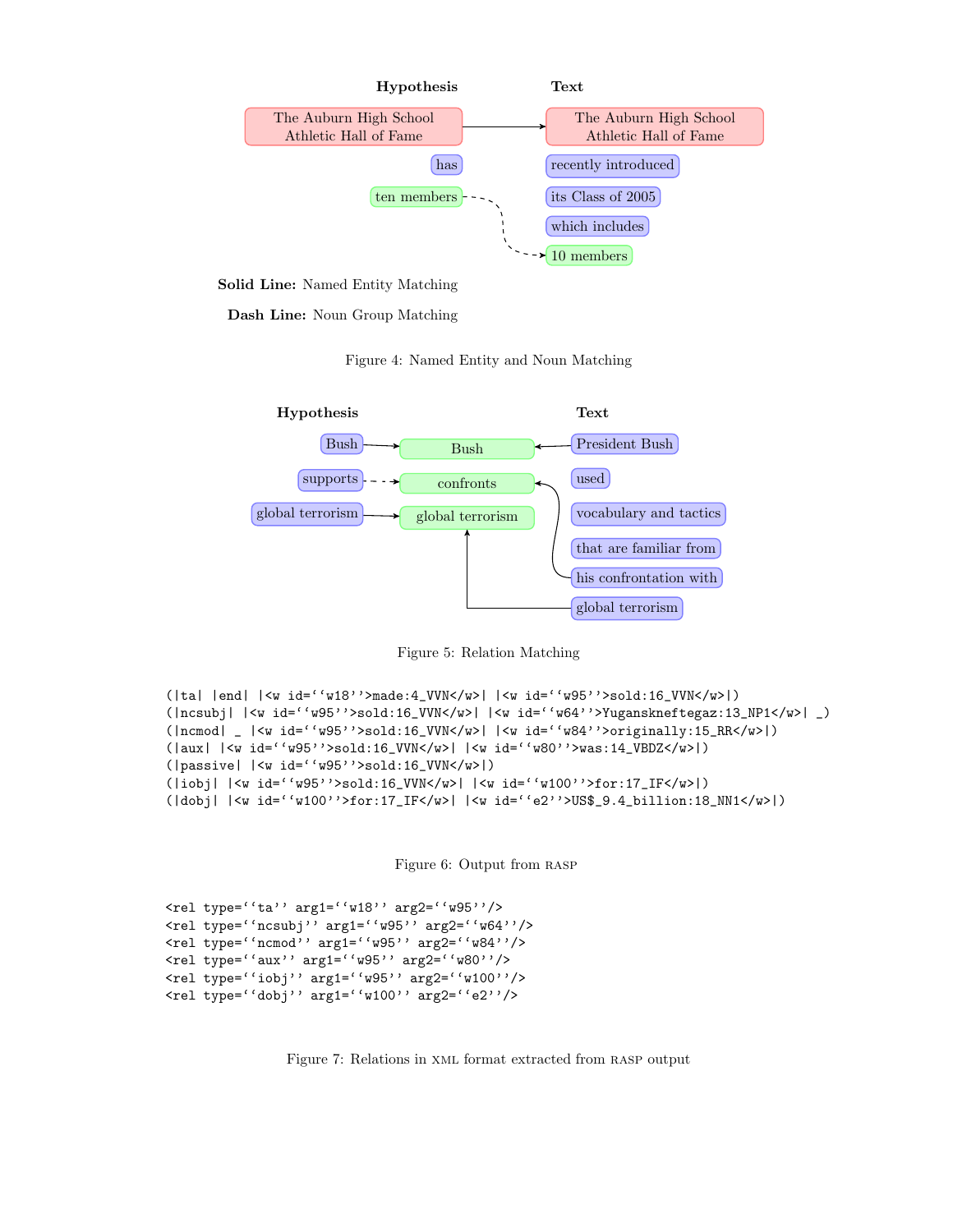Hypothesis

Text

The Auburn High School Athletic Hall of Fame

The Auburn High School Athletic Hall of Fame

has

recently introduced

ten members

its Class of 2005

which includes

10 members

**Solid Line:** Named Entity Matching

**Dash Line:** Noun Group Matching

Figure 4: Named Entity and Noun Matching

Hypothesis

Text

Bush

Bush

President Bush

supports

confronts

used

global terrorism

global terrorism

vocabulary and tactics

that are familiar from

his confrontation with

global terrorism

Figure 5: Relation Matching

```
(|ta| |end| |<w id=‘‘w18’’>made:4_VVN</w>| |<w id=‘‘w95’’>sold:16_VVN</w>|)
(|ncsubj| |<w id=‘‘w95’’>sold:16_VVN</w>| |<w id=‘‘w64’’>Yuganskneftegaz:13_NP1</w>| _)
(|ncmod| _ |<w id=‘‘w95’’>sold:16_VVN</w>| |<w id=‘‘w84’’>originally:15_RR</w>|)
(|aux| |<w id=‘‘w95’’>sold:16_VVN</w>| |<w id=‘‘w80’’>was:14_VBDZ</w>|)
(|passive| |<w id=‘‘w95’’>sold:16_VVN</w>|)
(|iobj| |<w id=‘‘w95’’>sold:16_VVN</w>| |<w id=‘‘w100’’>for:17_IF</w>|)
(|dobj| |<w id=‘‘w100’’>for:17_IF</w>| |<w id=‘‘e2’’>US$_9.4_billion:18_NN1</w>|)
```

Figure 6: Output from RASP

```
<rel type=‘‘ta’’ arg1=‘‘w18’’ arg2=‘‘w95’’/>
<rel type=‘‘ncsubj’’ arg1=‘‘w95’’ arg2=‘‘w64’’/>
<rel type=‘‘ncmod’’ arg1=‘‘w95’’ arg2=‘‘w84’’/>
<rel type=‘‘aux’’ arg1=‘‘w95’’ arg2=‘‘w80’’/>
<rel type=‘‘iobj’’ arg1=‘‘w95’’ arg2=‘‘w100’’/>
<rel type=‘‘dobj’’ arg1=‘‘w100’’ arg2=‘‘e2’’/>
```

Figure 7: Relations in XML format extracted from RASP output